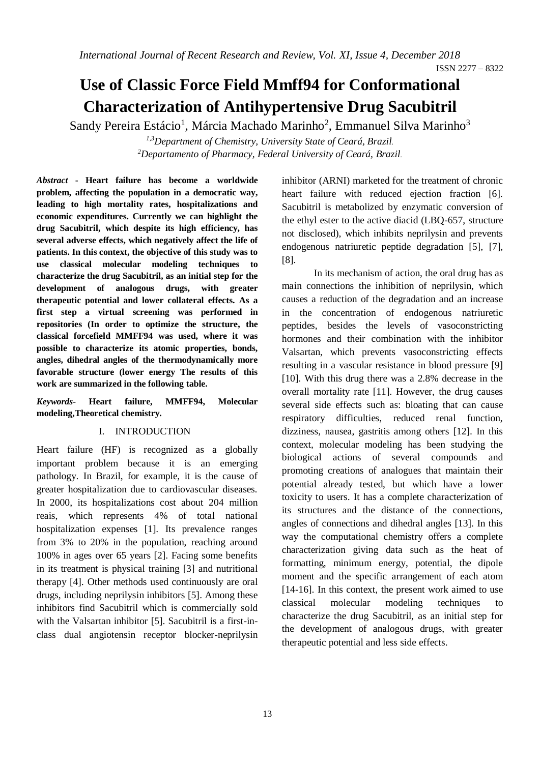# Use of Classic Force Field Mmff94 for Conformational Characterization of Antihypertensive Drug Sacubitril

Sandy Pereira Estácio[1], Márcia Machado Marinho[2], Emmanuel Silva Marinho[3]

[1,3]*Department of Chemistry, University State of Ceará, Brazil.*
[2]*Departamento of Pharmacy, Federal University of Ceará, Brazil.*

***Abstract*** **- Heart failure has become a worldwide problem, affecting the population in a democratic way, leading to high mortality rates, hospitalizations and economic expenditures. Currently we can highlight the drug Sacubitril, which despite its high efficiency, has several adverse effects, which negatively affect the life of patients. In this context, the objective of this study was to use classical molecular modeling techniques to characterize the drug Sacubitril, as an initial step for the development of analogous drugs, with greater therapeutic potential and lower collateral effects. As a first step a virtual screening was performed in repositories (In order to optimize the structure, the classical forcefield MMFF94 was used, where it was possible to characterize its atomic properties, bonds, angles, dihedral angles of the thermodynamically more favorable structure (lower energy The results of this work are summarized in the following table.**

***Keywords-*** **Heart failure, MMFF94, Molecular modeling,Theoretical chemistry.**

## I. INTRODUCTION

Heart failure (HF) is recognized as a globally important problem because it is an emerging pathology. In Brazil, for example, it is the cause of greater hospitalization due to cardiovascular diseases. In 2000, its hospitalizations cost about 204 million reais, which represents 4% of total national hospitalization expenses [1]. Its prevalence ranges from 3% to 20% in the population, reaching around 100% in ages over 65 years [2]. Facing some benefits in its treatment is physical training [3] and nutritional therapy [4]. Other methods used continuously are oral drugs, including neprilysin inhibitors [5]. Among these inhibitors find Sacubitril which is commercially sold with the Valsartan inhibitor [5]. Sacubitril is a first-in-class dual angiotensin receptor blocker-neprilysin inhibitor (ARNI) marketed for the treatment of chronic heart failure with reduced ejection fraction [6]. Sacubitril is metabolized by enzymatic conversion of the ethyl ester to the active diacid (LBQ-657, structure not disclosed), which inhibits neprilysin and prevents endogenous natriuretic peptide degradation [5], [7], [8].

In its mechanism of action, the oral drug has as main connections the inhibition of neprilysin, which causes a reduction of the degradation and an increase in the concentration of endogenous natriuretic peptides, besides the levels of vasoconstricting hormones and their combination with the inhibitor Valsartan, which prevents vasoconstricting effects resulting in a vascular resistance in blood pressure [9] [10]. With this drug there was a 2.8% decrease in the overall mortality rate [11]. However, the drug causes several side effects such as: bloating that can cause respiratory difficulties, reduced renal function, dizziness, nausea, gastritis among others [12]. In this context, molecular modeling has been studying the biological actions of several compounds and promoting creations of analogues that maintain their potential already tested, but which have a lower toxicity to users. It has a complete characterization of its structures and the distance of the connections, angles of connections and dihedral angles [13]. In this way the computational chemistry offers a complete characterization giving data such as the heat of formatting, minimum energy, potential, the dipole moment and the specific arrangement of each atom [14-16]. In this context, the present work aimed to use classical molecular modeling techniques to characterize the drug Sacubitril, as an initial step for the development of analogous drugs, with greater therapeutic potential and less side effects.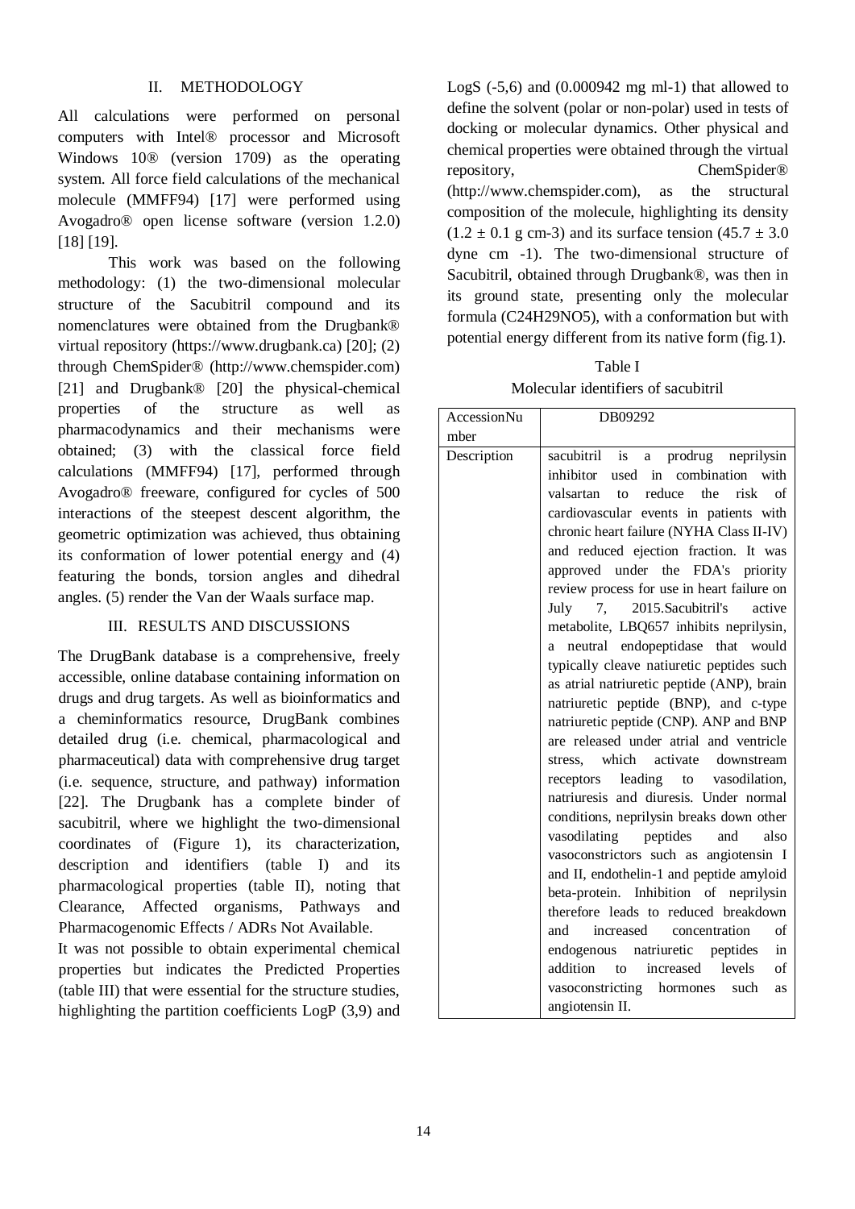## II. METHODOLOGY

All calculations were performed on personal computers with Intel® processor and Microsoft Windows 10® (version 1709) as the operating system. All force field calculations of the mechanical molecule (MMFF94) [17] were performed using Avogadro® open license software (version 1.2.0) [18] [19].

This work was based on the following methodology: (1) the two-dimensional molecular structure of the Sacubitril compound and its nomenclatures were obtained from the Drugbank® virtual repository (https://www.drugbank.ca) [20]; (2) through ChemSpider® (http://www.chemspider.com) [21] and Drugbank® [20] the physical-chemical properties of the structure as well as pharmacodynamics and their mechanisms were obtained; (3) with the classical force field calculations (MMFF94) [17], performed through Avogadro® freeware, configured for cycles of 500 interactions of the steepest descent algorithm, the geometric optimization was achieved, thus obtaining its conformation of lower potential energy and (4) featuring the bonds, torsion angles and dihedral angles. (5) render the Van der Waals surface map.

## III. RESULTS AND DISCUSSIONS

The DrugBank database is a comprehensive, freely accessible, online database containing information on drugs and drug targets. As well as bioinformatics and a cheminformatics resource, DrugBank combines detailed drug (i.e. chemical, pharmacological and pharmaceutical) data with comprehensive drug target (i.e. sequence, structure, and pathway) information [22]. The Drugbank has a complete binder of sacubitril, where we highlight the two-dimensional coordinates of (Figure 1), its characterization, description and identifiers (table I) and its pharmacological properties (table II), noting that Clearance, Affected organisms, Pathways and Pharmacogenomic Effects / ADRs Not Available.

It was not possible to obtain experimental chemical properties but indicates the Predicted Properties (table III) that were essential for the structure studies, highlighting the partition coefficients LogP (3,9) and LogS (-5,6) and (0.000942 mg ml-1) that allowed to define the solvent (polar or non-polar) used in tests of docking or molecular dynamics. Other physical and chemical properties were obtained through the virtual repository, ChemSpider® (http://www.chemspider.com), as the structural composition of the molecule, highlighting its density ($1.2 \pm 0.1$ g cm-3) and its surface tension ($45.7 \pm 3.0$ dyne cm -1). The two-dimensional structure of Sacubitril, obtained through Drugbank®, was then in its ground state, presenting only the molecular formula ($C_{24}H_{29}NO_5$), with a conformation but with potential energy different from its native form (fig.1).

Table I

Molecular identifiers of sacubitril

| AccessionNumber | DB09292 |
|---|---|
| Description | sacubitril is a prodrug neprilysin inhibitor used in combination with valsartan to reduce the risk of cardiovascular events in patients with chronic heart failure (NYHA Class II-IV) and reduced ejection fraction. It was approved under the FDA's priority review process for use in heart failure on July 7, 2015.Sacubitril's active metabolite, LBQ657 inhibits neprilysin, a neutral endopeptidase that would typically cleave natiuretic peptides such as atrial natriuretic peptide (ANP), brain natriuretic peptide (BNP), and c-type natriuretic peptide (CNP). ANP and BNP are released under atrial and ventricle stress, which activate downstream receptors leading to vasodilation, natriuresis and diuresis. Under normal conditions, neprilysin breaks down other vasodilating peptides and also vasoconstrictors such as angiotensin I and II, endothelin-1 and peptide amyloid beta-protein. Inhibition of neprilysin therefore leads to reduced breakdown and increased concentration of endogenous natriuretic peptides in addition to increased levels of vasoconstricting hormones such as angiotensin II. |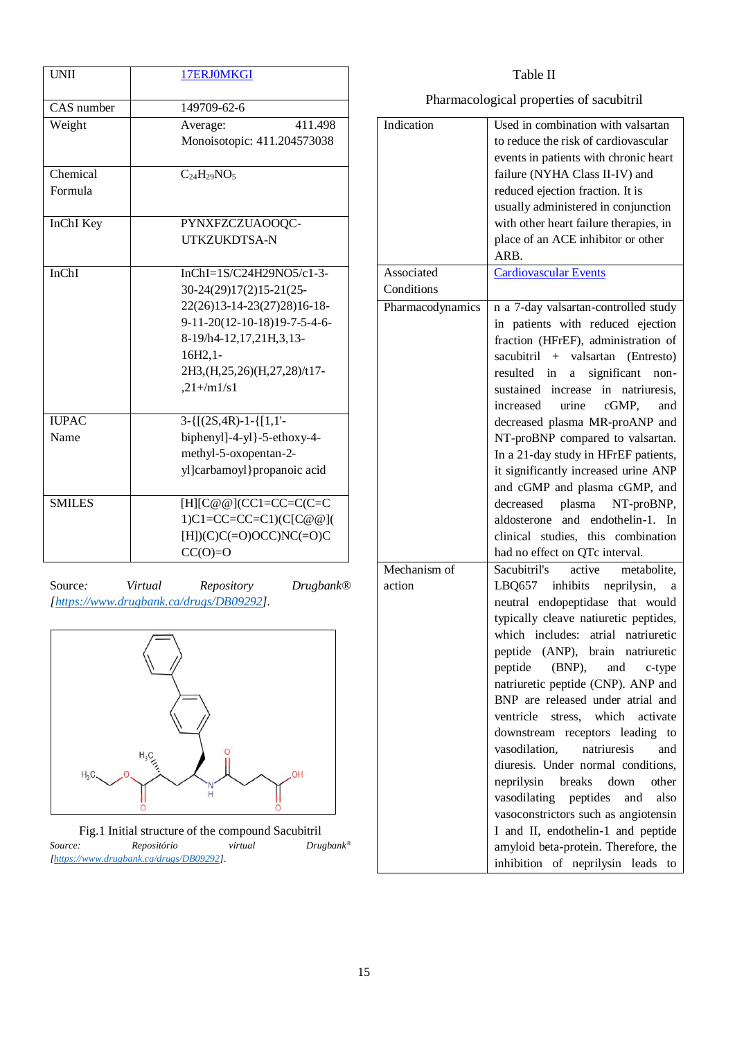| | |
|---|---|
| UNII | 17ERJ0MKGI |
| CAS number | 149709-62-6 |
| Weight | Average: 411.498 Monoisotopic: 411.204573038 |
| Chemical Formula | $C_{24}H_{29}NO_5$ |
| InChI Key | PYNXFZCZUAOOQC-UTKZUKDTSA-N |
| InChI | InChI=1S/C24H29NO5/c1-3-30-24(29)17(2)15-21(25-22(26)13-14-23(27)28)16-18-9-11-20(12-10-18)19-7-5-4-6-8-19/h4-12,17,21H,3,13-16H2,1-2H3,(H,25,26)(H,27,28)/t17-,21+/m1/s1 |
| IUPAC Name | 3-{[(2S,4R)-1-{[1,1'-biphenyl]-4-yl}-5-ethoxy-4-methyl-5-oxopentan-2-yl]carbamoyl}propanoic acid |
| SMILES | [H][C@@](CC1=CC=C(C=C1)C1=CC=CC=C1)(C[C@@]([H])(C)C(=O)OCC)NC(=O)CCC(O)=O |

Source: *Virtual Repository Drugbank® [https://www.drugbank.ca/drugs/DB09292].*

Fig.1 Initial structure of the compound Sacubitril

*Source: Repositório virtual Drugbank® [https://www.drugbank.ca/drugs/DB09292].*

Table II

Pharmacological properties of sacubitril

| | |
|---|---|
| Indication | Used in combination with valsartan to reduce the risk of cardiovascular events in patients with chronic heart failure (NYHA Class II-IV) and reduced ejection fraction. It is usually administered in conjunction with other heart failure therapies, in place of an ACE inhibitor or other ARB. |
| Associated Conditions | Cardiovascular Events |
| Pharmacodynamics | n a 7-day valsartan-controlled study in patients with reduced ejection fraction (HFrEF), administration of sacubitril + valsartan (Entresto) resulted in a significant non-sustained increase in natriuresis, increased urine cGMP, and decreased plasma MR-proANP and NT-proBNP compared to valsartan. In a 21-day study in HFrEF patients, it significantly increased urine ANP and cGMP and plasma cGMP, and decreased plasma NT-proBNP, aldosterone and endothelin-1. In clinical studies, this combination had no effect on QTc interval. |
| Mechanism of action | Sacubitril's active metabolite, LBQ657 inhibits neprilysin, a neutral endopeptidase that would typically cleave natiuretic peptides, which includes: atrial natriuretic peptide (ANP), brain natriuretic peptide (BNP), and c-type natriuretic peptide (CNP). ANP and BNP are released under atrial and ventricle stress, which activate downstream receptors leading to vasodilation, natriuresis and diuresis. Under normal conditions, neprilysin breaks down other vasodilating peptides and also vasoconstrictors such as angiotensin I and II, endothelin-1 and peptide amyloid beta-protein. Therefore, the inhibition of neprilysin leads to |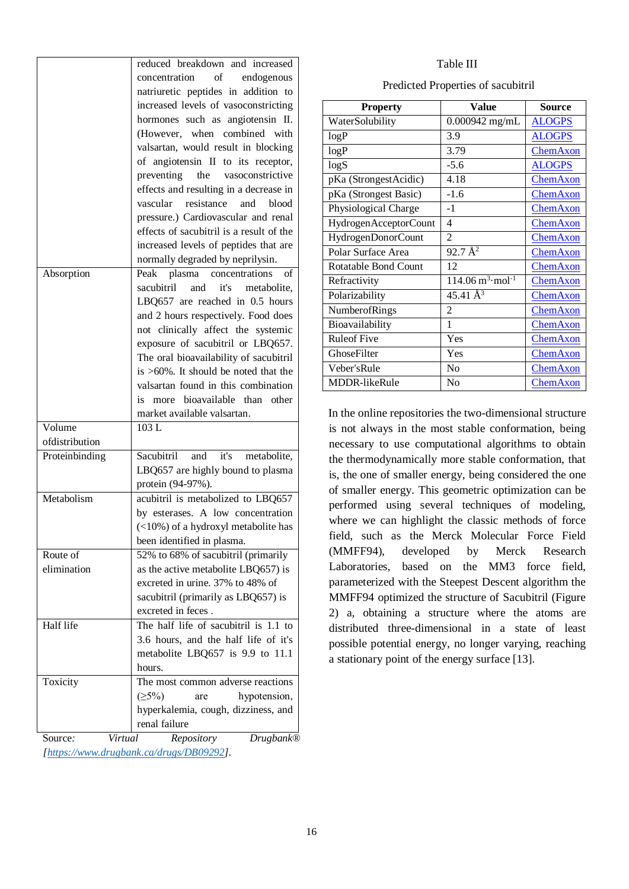| | |
|---|---|
| | reduced breakdown and increased concentration of endogenous natriuretic peptides in addition to increased levels of vasoconstricting hormones such as angiotensin II. (However, when combined with valsartan, would result in blocking of angiotensin II to its receptor, preventing the vasoconstrictive effects and resulting in a decrease in vascular resistance and blood pressure.) Cardiovascular and renal effects of sacubitril is a result of the increased levels of peptides that are normally degraded by neprilysin. |
| Absorption | Peak plasma concentrations of sacubitril and it's metabolite, LBQ657 are reached in 0.5 hours and 2 hours respectively. Food does not clinically affect the systemic exposure of sacubitril or LBQ657. The oral bioavailability of sacubitril is >60%. It should be noted that the valsartan found in this combination is more bioavailable than other market available valsartan. |
| Volume ofdistribution | 103 L |
| Proteinbinding | Sacubitril and it's metabolite, LBQ657 are highly bound to plasma protein (94-97%). |
| Metabolism | acubitril is metabolized to LBQ657 by esterases. A low concentration (<10%) of a hydroxyl metabolite has been identified in plasma. |
| Route of elimination | 52% to 68% of sacubitril (primarily as the active metabolite LBQ657) is excreted in urine. 37% to 48% of sacubitril (primarily as LBQ657) is excreted in feces . |
| Half life | The half life of sacubitril is 1.1 to 3.6 hours, and the half life of it's metabolite LBQ657 is 9.9 to 11.1 hours. |
| Toxicity | The most common adverse reactions (≥5%) are hypotension, hyperkalemia, cough, dizziness, and renal failure |

Source: *Virtual Repository Drugbank® [https://www.drugbank.ca/drugs/DB09292].*

Table III

Predicted Properties of sacubitril

| Property | Value | Source |
|---|---|---|
| WaterSolubility | 0.000942 mg/mL | ALOGPS |
| logP | 3.9 | ALOGPS |
| logP | 3.79 | ChemAxon |
| logS | -5.6 | ALOGPS |
| pKa (StrongestAcidic) | 4.18 | ChemAxon |
| pKa (Strongest Basic) | -1.6 | ChemAxon |
| Physiological Charge | -1 | ChemAxon |
| HydrogenAcceptorCount | 4 | ChemAxon |
| HydrogenDonorCount | 2 | ChemAxon |
| Polar Surface Area | 92.7 $Å^2$ | ChemAxon |
| Rotatable Bond Count | 12 | ChemAxon |
| Refractivity | 114.06 $m^3 \cdot mol^{-1}$ | ChemAxon |
| Polarizability | 45.41 $Å^3$ | ChemAxon |
| NumberofRings | 2 | ChemAxon |
| Bioavailability | 1 | ChemAxon |
| Ruleof Five | Yes | ChemAxon |
| GhoseFilter | Yes | ChemAxon |
| Veber'sRule | No | ChemAxon |
| MDDR-likeRule | No | ChemAxon |

In the online repositories the two-dimensional structure is not always in the most stable conformation, being necessary to use computational algorithms to obtain the thermodynamically more stable conformation, that is, the one of smaller energy, being considered the one of smaller energy. This geometric optimization can be performed using several techniques of modeling, where we can highlight the classic methods of force field, such as the Merck Molecular Force Field (MMFF94), developed by Merck Research Laboratories, based on the MM3 force field, parameterized with the Steepest Descent algorithm the MMFF94 optimized the structure of Sacubitril (Figure 2) a, obtaining a structure where the atoms are distributed three-dimensional in a state of least possible potential energy, no longer varying, reaching a stationary point of the energy surface [13].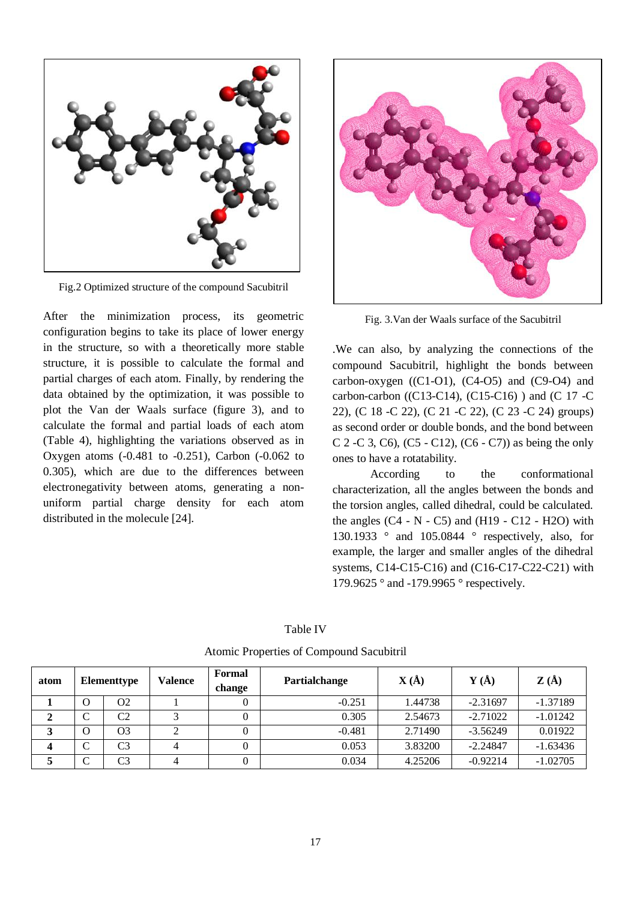Fig.2 Optimized structure of the compound Sacubitril

After the minimization process, its geometric configuration begins to take its place of lower energy in the structure, so with a theoretically more stable structure, it is possible to calculate the formal and partial charges of each atom. Finally, by rendering the data obtained by the optimization, it was possible to plot the Van der Waals surface (figure 3), and to calculate the formal and partial loads of each atom (Table 4), highlighting the variations observed as in Oxygen atoms (-0.481 to -0.251), Carbon (-0.062 to 0.305), which are due to the differences between electronegativity between atoms, generating a non-uniform partial charge density for each atom distributed in the molecule [24].

Fig. 3.Van der Waals surface of the Sacubitril

.We can also, by analyzing the connections of the compound Sacubitril, highlight the bonds between carbon-oxygen ((C1-O1), (C4-O5) and (C9-O4) and carbon-carbon ((C13-C14), (C15-C16) ) and (C 17 -C 22), (C 18 -C 22), (C 21 -C 22), (C 23 -C 24) groups) as second order or double bonds, and the bond between C 2 -C 3, C6), (C5 - C12), (C6 - C7)) as being the only ones to have a rotatability.

According to the conformational characterization, all the angles between the bonds and the torsion angles, called dihedral, could be calculated. the angles (C4 - N - C5) and (H19 - C12 - H2O) with 130.1933 ° and 105.0844 ° respectively, also, for example, the larger and smaller angles of the dihedral systems, C14-C15-C16) and (C16-C17-C22-C21) with 179.9625 ° and -179.9965 ° respectively.

Table IV

Atomic Properties of Compound Sacubitril

| atom | Elementtype | | Valence | Formal change | Partialchange | X (Å) | Y (Å) | Z (Å) |
|---|---|---|---|---|---|---|---|---|
| **1** | O | O2 | 1 | 0 | -0.251 | 1.44738 | -2.31697 | -1.37189 |
| **2** | C | C2 | 3 | 0 | 0.305 | 2.54673 | -2.71022 | -1.01242 |
| **3** | O | O3 | 2 | 0 | -0.481 | 2.71490 | -3.56249 | 0.01922 |
| **4** | C | C3 | 4 | 0 | 0.053 | 3.83200 | -2.24847 | -1.63436 |
| **5** | C | C3 | 4 | 0 | 0.034 | 4.25206 | -0.92214 | -1.02705 |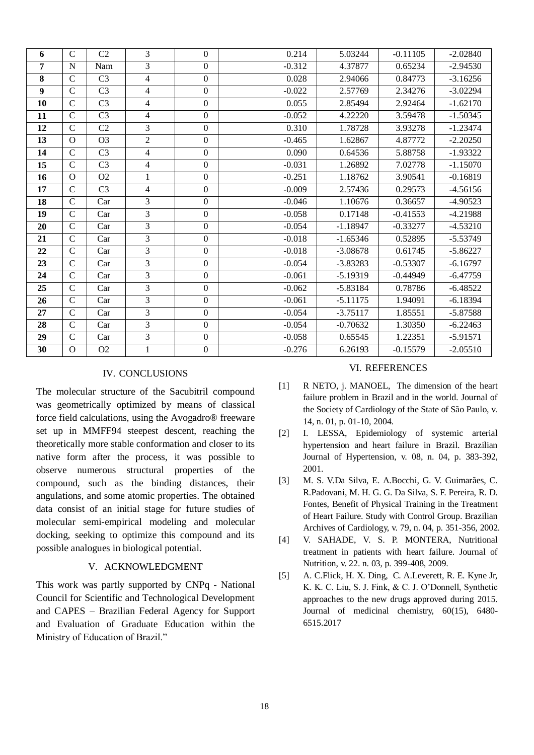| 6 | C | C2 | 3 | 0 | 0.214 | 5.03244 | -0.11105 | -2.02840 |
|---|---|---|---|---|---|---|---|---|
| 7 | N | Nam | 3 | 0 | -0.312 | 4.37877 | 0.65234 | -2.94530 |
| 8 | C | C3 | 4 | 0 | 0.028 | 2.94066 | 0.84773 | -3.16256 |
| 9 | C | C3 | 4 | 0 | -0.022 | 2.57769 | 2.34276 | -3.02294 |
| 10 | C | C3 | 4 | 0 | 0.055 | 2.85494 | 2.92464 | -1.62170 |
| 11 | C | C3 | 4 | 0 | -0.052 | 4.22220 | 3.59478 | -1.50345 |
| 12 | C | C2 | 3 | 0 | 0.310 | 1.78728 | 3.93278 | -1.23474 |
| 13 | O | O3 | 2 | 0 | -0.465 | 1.62867 | 4.87772 | -2.20250 |
| 14 | C | C3 | 4 | 0 | 0.090 | 0.64536 | 5.88758 | -1.93322 |
| 15 | C | C3 | 4 | 0 | -0.031 | 1.26892 | 7.02778 | -1.15070 |
| 16 | O | O2 | 1 | 0 | -0.251 | 1.18762 | 3.90541 | -0.16819 |
| 17 | C | C3 | 4 | 0 | -0.009 | 2.57436 | 0.29573 | -4.56156 |
| 18 | C | Car | 3 | 0 | -0.046 | 1.10676 | 0.36657 | -4.90523 |
| 19 | C | Car | 3 | 0 | -0.058 | 0.17148 | -0.41553 | -4.21988 |
| 20 | C | Car | 3 | 0 | -0.054 | -1.18947 | -0.33277 | -4.53210 |
| 21 | C | Car | 3 | 0 | -0.018 | -1.65346 | 0.52895 | -5.53749 |
| 22 | C | Car | 3 | 0 | -0.018 | -3.08678 | 0.61745 | -5.86227 |
| 23 | C | Car | 3 | 0 | -0.054 | -3.83283 | -0.53307 | -6.16797 |
| 24 | C | Car | 3 | 0 | -0.061 | -5.19319 | -0.44949 | -6.47759 |
| 25 | C | Car | 3 | 0 | -0.062 | -5.83184 | 0.78786 | -6.48522 |
| 26 | C | Car | 3 | 0 | -0.061 | -5.11175 | 1.94091 | -6.18394 |
| 27 | C | Car | 3 | 0 | -0.054 | -3.75117 | 1.85551 | -5.87588 |
| 28 | C | Car | 3 | 0 | -0.054 | -0.70632 | 1.30350 | -6.22463 |
| 29 | C | Car | 3 | 0 | -0.058 | 0.65545 | 1.22351 | -5.91571 |
| 30 | O | O2 | 1 | 0 | -0.276 | 6.26193 | -0.15579 | -2.05510 |

## IV. CONCLUSIONS

The molecular structure of the Sacubitril compound was geometrically optimized by means of classical force field calculations, using the Avogadro® freeware set up in MMFF94 steepest descent, reaching the theoretically more stable conformation and closer to its native form after the process, it was possible to observe numerous structural properties of the compound, such as the binding distances, their angulations, and some atomic properties. The obtained data consist of an initial stage for future studies of molecular semi-empirical modeling and molecular docking, seeking to optimize this compound and its possible analogues in biological potential.

## V. ACKNOWLEDGMENT

This work was partly supported by CNPq - National Council for Scientific and Technological Development and CAPES – Brazilian Federal Agency for Support and Evaluation of Graduate Education within the Ministry of Education of Brazil."

## VI. REFERENCES

[1] R NETO, j. MANOEL, The dimension of the heart failure problem in Brazil and in the world. Journal of the Society of Cardiology of the State of São Paulo, v. 14, n. 01, p. 01-10, 2004.

[2] I. LESSA, Epidemiology of systemic arterial hypertension and heart failure in Brazil. Brazilian Journal of Hypertension, v. 08, n. 04, p. 383-392, 2001.

[3] M. S. V.Da Silva, E. A.Bocchi, G. V. Guimarães, C. R.Padovani, M. H. G. G. Da Silva, S. F. Pereira, R. D. Fontes, Benefit of Physical Training in the Treatment of Heart Failure. Study with Control Group. Brazilian Archives of Cardiology, v. 79, n. 04, p. 351-356, 2002.

[4] V. SAHADE, V. S. P. MONTERA, Nutritional treatment in patients with heart failure. Journal of Nutrition, v. 22. n. 03, p. 399-408, 2009.

[5] A. C.Flick, H. X. Ding, C. A.Leverett, R. E. Kyne Jr, K. K. C. Liu, S. J. Fink, & C. J. O'Donnell, Synthetic approaches to the new drugs approved during 2015. Journal of medicinal chemistry, 60(15), 6480-6515.2017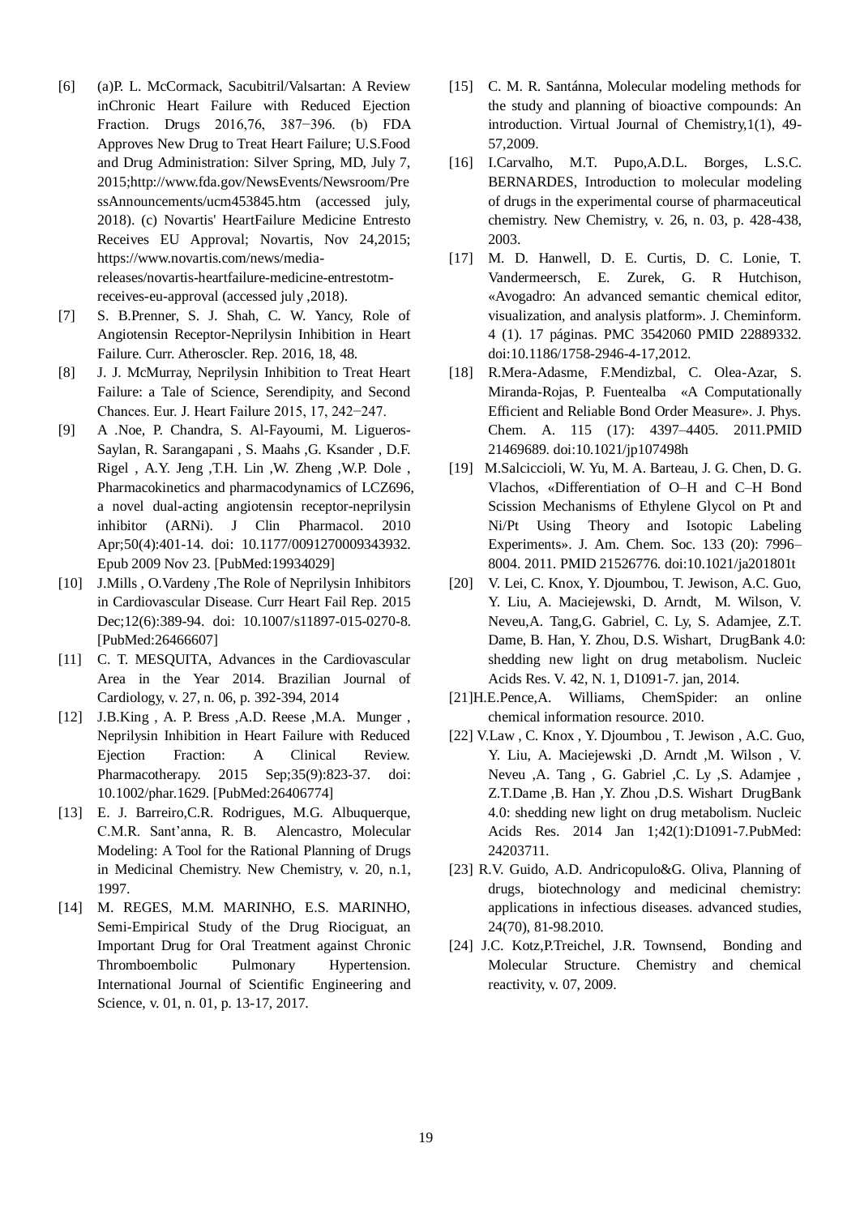[6] (a)P. L. McCormack, Sacubitril/Valsartan: A Review inChronic Heart Failure with Reduced Ejection Fraction. Drugs 2016,76, 387−396. (b) FDA Approves New Drug to Treat Heart Failure; U.S.Food and Drug Administration: Silver Spring, MD, July 7, 2015;http://www.fda.gov/NewsEvents/Newsroom/PressAnnouncements/ucm453845.htm (accessed july, 2018). (c) Novartis' HeartFailure Medicine Entresto Receives EU Approval; Novartis, Nov 24,2015; https://www.novartis.com/news/media-releases/novartis-heartfailure-medicine-entrestotm-receives-eu-approval (accessed july ,2018).

[7] S. B.Prenner, S. J. Shah, C. W. Yancy, Role of Angiotensin Receptor-Neprilysin Inhibition in Heart Failure. Curr. Atheroscler. Rep. 2016, 18, 48.

[8] J. J. McMurray, Neprilysin Inhibition to Treat Heart Failure: a Tale of Science, Serendipity, and Second Chances. Eur. J. Heart Failure 2015, 17, 242−247.

[9] A .Noe, P. Chandra, S. Al-Fayoumi, M. Ligueros-Saylan, R. Sarangapani , S. Maahs ,G. Ksander , D.F. Rigel , A.Y. Jeng ,T.H. Lin ,W. Zheng ,W.P. Dole , Pharmacokinetics and pharmacodynamics of LCZ696, a novel dual-acting angiotensin receptor-neprilysin inhibitor (ARNi). J Clin Pharmacol. 2010 Apr;50(4):401-14. doi: 10.1177/0091270009343932. Epub 2009 Nov 23. [PubMed:19934029]

[10] J.Mills , O.Vardeny ,The Role of Neprilysin Inhibitors in Cardiovascular Disease. Curr Heart Fail Rep. 2015 Dec;12(6):389-94. doi: 10.1007/s11897-015-0270-8. [PubMed:26466607]

[11] C. T. MESQUITA, Advances in the Cardiovascular Area in the Year 2014. Brazilian Journal of Cardiology, v. 27, n. 06, p. 392-394, 2014

[12] J.B.King , A. P. Bress ,A.D. Reese ,M.A. Munger , Neprilysin Inhibition in Heart Failure with Reduced Ejection Fraction: A Clinical Review. Pharmacotherapy. 2015 Sep;35(9):823-37. doi: 10.1002/phar.1629. [PubMed:26406774]

[13] E. J. Barreiro,C.R. Rodrigues, M.G. Albuquerque, C.M.R. Sant'anna, R. B. Alencastro, Molecular Modeling: A Tool for the Rational Planning of Drugs in Medicinal Chemistry. New Chemistry, v. 20, n.1, 1997.

[14] M. REGES, M.M. MARINHO, E.S. MARINHO, Semi-Empirical Study of the Drug Riociguat, an Important Drug for Oral Treatment against Chronic Thromboembolic Pulmonary Hypertension. International Journal of Scientific Engineering and Science, v. 01, n. 01, p. 13-17, 2017.

[15] C. M. R. Santánna, Molecular modeling methods for the study and planning of bioactive compounds: An introduction. Virtual Journal of Chemistry,1(1), 49-57,2009.

[16] I.Carvalho, M.T. Pupo,A.D.L. Borges, L.S.C. BERNARDES, Introduction to molecular modeling of drugs in the experimental course of pharmaceutical chemistry. New Chemistry, v. 26, n. 03, p. 428-438, 2003.

[17] M. D. Hanwell, D. E. Curtis, D. C. Lonie, T. Vandermeersch, E. Zurek, G. R Hutchison, «Avogadro: An advanced semantic chemical editor, visualization, and analysis platform». J. Cheminform. 4 (1). 17 páginas. PMC 3542060 PMID 22889332. doi:10.1186/1758-2946-4-17,2012.

[18] R.Mera-Adasme, F.Mendizbal, C. Olea-Azar, S. Miranda-Rojas, P. Fuentealba «A Computationally Efficient and Reliable Bond Order Measure». J. Phys. Chem. A. 115 (17): 4397–4405. 2011.PMID 21469689. doi:10.1021/jp107498h

[19] M.Salciccioli, W. Yu, M. A. Barteau, J. G. Chen, D. G. Vlachos, «Differentiation of O–H and C–H Bond Scission Mechanisms of Ethylene Glycol on Pt and Ni/Pt Using Theory and Isotopic Labeling Experiments». J. Am. Chem. Soc. 133 (20): 7996–8004. 2011. PMID 21526776. doi:10.1021/ja201801t

[20] V. Lei, C. Knox, Y. Djoumbou, T. Jewison, A.C. Guo, Y. Liu, A. Maciejewski, D. Arndt, M. Wilson, V. Neveu,A. Tang,G. Gabriel, C. Ly, S. Adamjee, Z.T. Dame, B. Han, Y. Zhou, D.S. Wishart, DrugBank 4.0: shedding new light on drug metabolism. Nucleic Acids Res. V. 42, N. 1, D1091-7. jan, 2014.

[21]H.E.Pence,A. Williams, ChemSpider: an online chemical information resource. 2010.

[22] V.Law , C. Knox , Y. Djoumbou , T. Jewison , A.C. Guo, Y. Liu, A. Maciejewski ,D. Arndt ,M. Wilson , V. Neveu ,A. Tang , G. Gabriel ,C. Ly ,S. Adamjee , Z.T.Dame ,B. Han ,Y. Zhou ,D.S. Wishart DrugBank 4.0: shedding new light on drug metabolism. Nucleic Acids Res. 2014 Jan 1;42(1):D1091-7.PubMed: 24203711.

[23] R.V. Guido, A.D. Andricopulo&G. Oliva, Planning of drugs, biotechnology and medicinal chemistry: applications in infectious diseases. advanced studies, 24(70), 81-98.2010.

[24] J.C. Kotz,P.Treichel, J.R. Townsend, Bonding and Molecular Structure. Chemistry and chemical reactivity, v. 07, 2009.